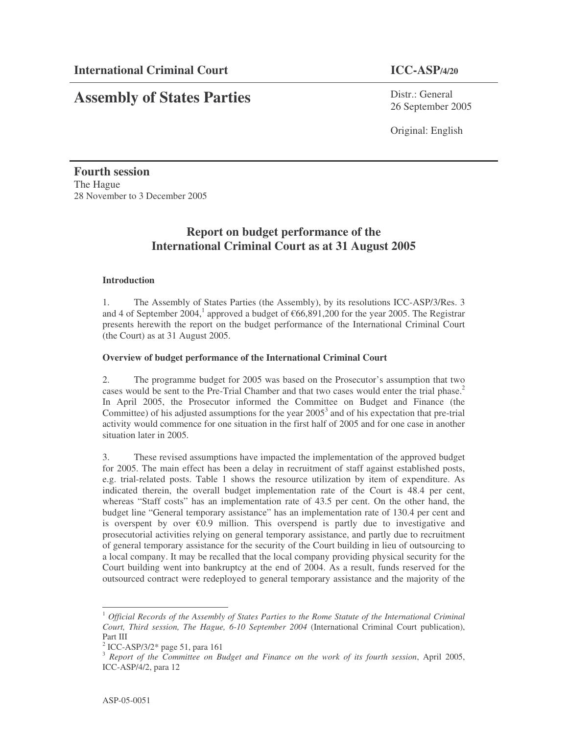**International Criminal Court** **ICC-ASP/4/20**

# Assembly of States Parties

Distr.: General
26 September 2005

Original: English

**Fourth session**
The Hague
28 November to 3 December 2005

## Report on budget performance of the International Criminal Court as at 31 August 2005

### Introduction

1. The Assembly of States Parties (the Assembly), by its resolutions ICC-ASP/3/Res. 3 and 4 of September 2004,[1] approved a budget of €66,891,200 for the year 2005. The Registrar presents herewith the report on the budget performance of the International Criminal Court (the Court) as at 31 August 2005.

### Overview of budget performance of the International Criminal Court

2. The programme budget for 2005 was based on the Prosecutor's assumption that two cases would be sent to the Pre-Trial Chamber and that two cases would enter the trial phase.[2] In April 2005, the Prosecutor informed the Committee on Budget and Finance (the Committee) of his adjusted assumptions for the year 2005[3] and of his expectation that pre-trial activity would commence for one situation in the first half of 2005 and for one case in another situation later in 2005.

3. These revised assumptions have impacted the implementation of the approved budget for 2005. The main effect has been a delay in recruitment of staff against established posts, e.g. trial-related posts. Table 1 shows the resource utilization by item of expenditure. As indicated therein, the overall budget implementation rate of the Court is 48.4 per cent, whereas "Staff costs" has an implementation rate of 43.5 per cent. On the other hand, the budget line "General temporary assistance" has an implementation rate of 130.4 per cent and is overspent by over €0.9 million. This overspend is partly due to investigative and prosecutorial activities relying on general temporary assistance, and partly due to recruitment of general temporary assistance for the security of the Court building in lieu of outsourcing to a local company. It may be recalled that the local company providing physical security for the Court building went into bankruptcy at the end of 2004. As a result, funds reserved for the outsourced contract were redeployed to general temporary assistance and the majority of the

---

[1] *Official Records of the Assembly of States Parties to the Rome Statute of the International Criminal Court, Third session, The Hague, 6-10 September 2004* (International Criminal Court publication), Part III

[2] ICC-ASP/3/2* page 51, para 161

[3] *Report of the Committee on Budget and Finance on the work of its fourth session*, April 2005, ICC-ASP/4/2, para 12

ASP-05-0051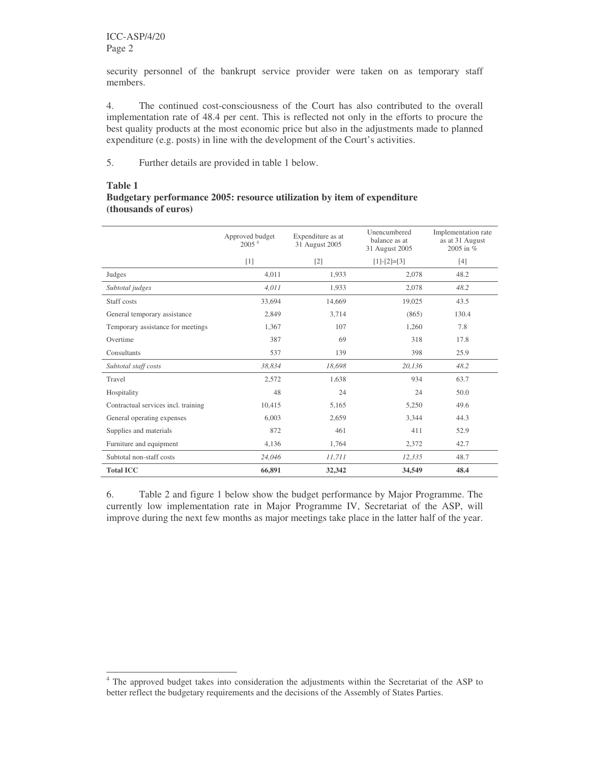security personnel of the bankrupt service provider were taken on as temporary staff members.

4. The continued cost-consciousness of the Court has also contributed to the overall implementation rate of 48.4 per cent. This is reflected not only in the efforts to procure the best quality products at the most economic price but also in the adjustments made to planned expenditure (e.g. posts) in line with the development of the Court's activities.

5. Further details are provided in table 1 below.

**Table 1**
**Budgetary performance 2005: resource utilization by item of expenditure (thousands of euros)**

| | Approved budget 2005 [4] | Expenditure as at 31 August 2005 | Unencumbered balance as at 31 August 2005 | Implementation rate as at 31 August 2005 in % |
|---|---|---|---|---|
| | [1] | [2] | [1]-[2]=[3] | [4] |
| Judges | 4,011 | 1,933 | 2,078 | 48.2 |
| *Subtotal judges* | *4,011* | 1,933 | 2,078 | *48.2* |
| Staff costs | 33,694 | 14,669 | 19,025 | 43.5 |
| General temporary assistance | 2,849 | 3,714 | (865) | 130.4 |
| Temporary assistance for meetings | 1,367 | 107 | 1,260 | 7.8 |
| Overtime | 387 | 69 | 318 | 17.8 |
| Consultants | 537 | 139 | 398 | 25.9 |
| *Subtotal staff costs* | *38,834* | *18,698* | *20,136* | *48.2* |
| Travel | 2,572 | 1,638 | 934 | 63.7 |
| Hospitality | 48 | 24 | 24 | 50.0 |
| Contractual services incl. training | 10,415 | 5,165 | 5,250 | 49.6 |
| General operating expenses | 6,003 | 2,659 | 3,344 | 44.3 |
| Supplies and materials | 872 | 461 | 411 | 52.9 |
| Furniture and equipment | 4,136 | 1,764 | 2,372 | 42.7 |
| Subtotal non-staff costs | *24,046* | *11,711* | *12,335* | 48.7 |
| **Total ICC** | **66,891** | **32,342** | **34,549** | **48.4** |

6. Table 2 and figure 1 below show the budget performance by Major Programme. The currently low implementation rate in Major Programme IV, Secretariat of the ASP, will improve during the next few months as major meetings take place in the latter half of the year.

[4] The approved budget takes into consideration the adjustments within the Secretariat of the ASP to better reflect the budgetary requirements and the decisions of the Assembly of States Parties.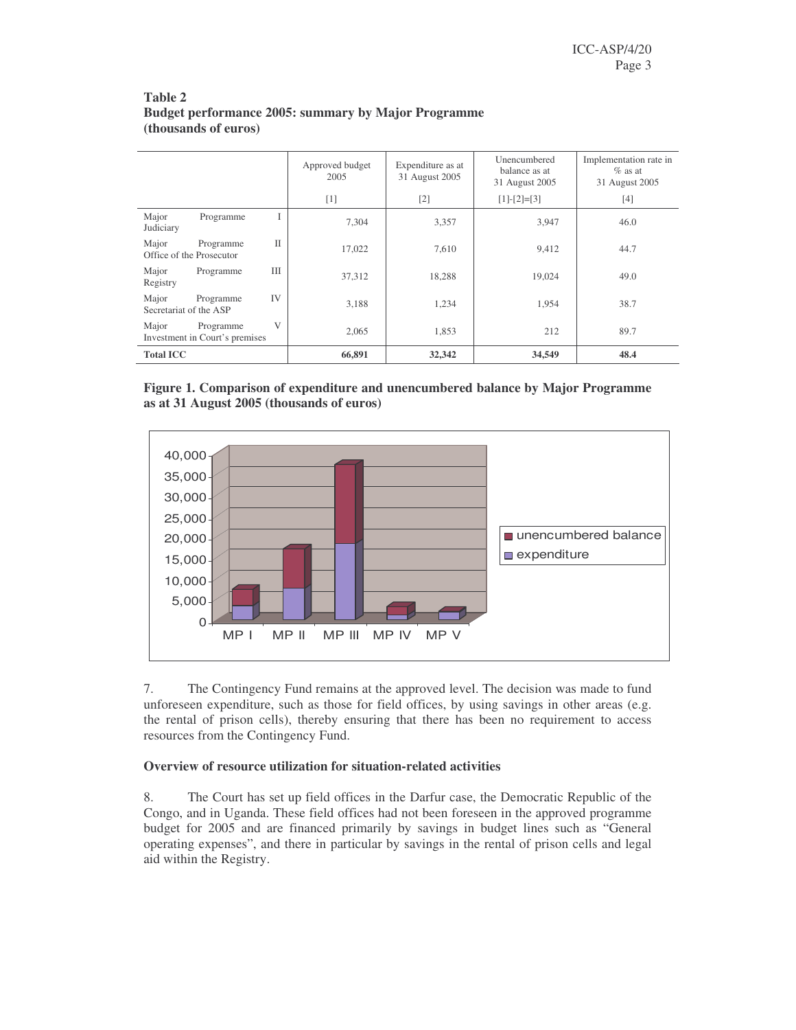**Table 2**
**Budget performance 2005: summary by Major Programme**
**(thousands of euros)**

| | Approved budget 2005 | Expenditure as at 31 August 2005 | Unencumbered balance as at 31 August 2005 | Implementation rate in % as at 31 August 2005 |
|---|---|---|---|---|
| | [1] | [2] | [1]-[2]=[3] | [4] |
| Major Programme I Judiciary | 7,304 | 3,357 | 3,947 | 46.0 |
| Major Programme II Office of the Prosecutor | 17,022 | 7,610 | 9,412 | 44.7 |
| Major Programme III Registry | 37,312 | 18,288 | 19,024 | 49.0 |
| Major Programme IV Secretariat of the ASP | 3,188 | 1,234 | 1,954 | 38.7 |
| Major Programme V Investment in Court's premises | 2,065 | 1,853 | 212 | 89.7 |
| **Total ICC** | **66,891** | **32,342** | **34,549** | **48.4** |

**Figure 1. Comparison of expenditure and unencumbered balance by Major Programme as at 31 August 2005 (thousands of euros)**

7. The Contingency Fund remains at the approved level. The decision was made to fund unforeseen expenditure, such as those for field offices, by using savings in other areas (e.g. the rental of prison cells), thereby ensuring that there has been no requirement to access resources from the Contingency Fund.

### Overview of resource utilization for situation-related activities

8. The Court has set up field offices in the Darfur case, the Democratic Republic of the Congo, and in Uganda. These field offices had not been foreseen in the approved programme budget for 2005 and are financed primarily by savings in budget lines such as "General operating expenses", and there in particular by savings in the rental of prison cells and legal aid within the Registry.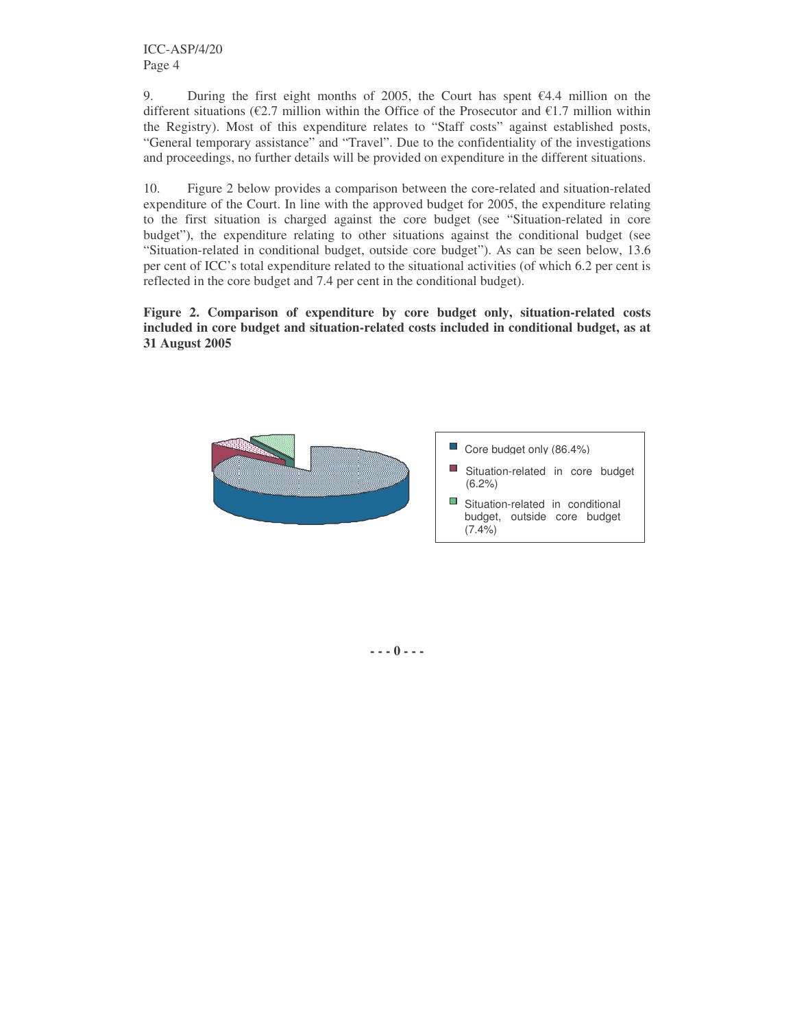9. During the first eight months of 2005, the Court has spent €4.4 million on the different situations (€2.7 million within the Office of the Prosecutor and €1.7 million within the Registry). Most of this expenditure relates to "Staff costs" against established posts, "General temporary assistance" and "Travel". Due to the confidentiality of the investigations and proceedings, no further details will be provided on expenditure in the different situations.

10. Figure 2 below provides a comparison between the core-related and situation-related expenditure of the Court. In line with the approved budget for 2005, the expenditure relating to the first situation is charged against the core budget (see "Situation-related in core budget"), the expenditure relating to other situations against the conditional budget (see "Situation-related in conditional budget, outside core budget"). As can be seen below, 13.6 per cent of ICC's total expenditure related to the situational activities (of which 6.2 per cent is reflected in the core budget and 7.4 per cent in the conditional budget).

**Figure 2. Comparison of expenditure by core budget only, situation-related costs included in core budget and situation-related costs included in conditional budget, as at 31 August 2005**

Core budget only (86.4%)

Situation-related in core budget (6.2%)

Situation-related in conditional budget, outside core budget (7.4%)

- - - 0 - - -